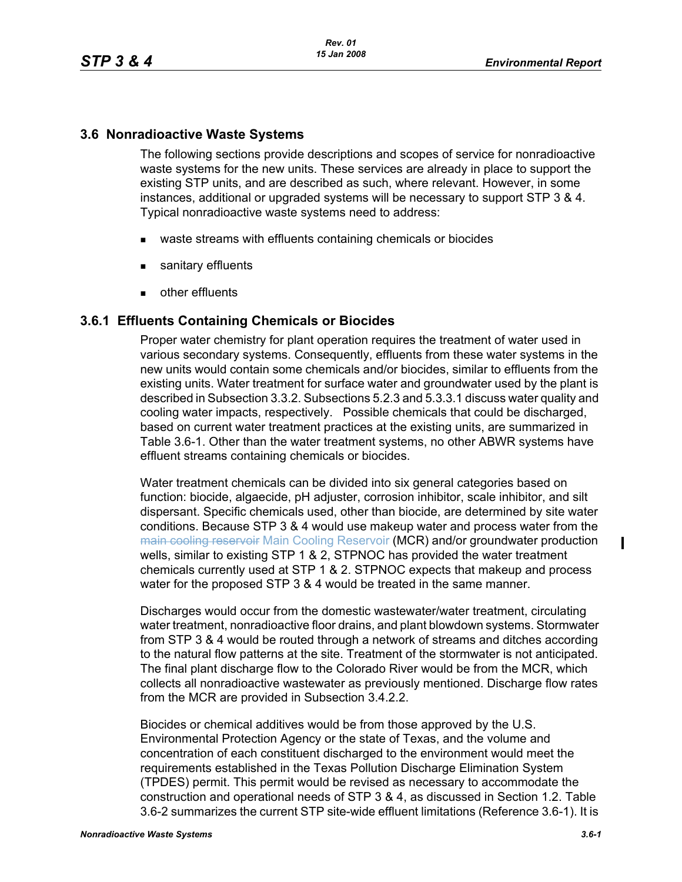## 3.6 Nonradioactive Waste Systems

The following sections provide descriptions and scopes of service for nonradioactive waste systems for the new units. These services are already in place to support the existing STP units, and are described as such, where relevant. However, in some instances, additional or upgraded systems will be necessary to support STP 3 & 4. Typical nonradioactive waste systems need to address:

- waste streams with effluents containing chemicals or biocides
- sanitary effluents
- other effluents

### 3.6.1 Effluents Containing Chemicals or Biocides

Proper water chemistry for plant operation requires the treatment of water used in various secondary systems. Consequently, effluents from these water systems in the new units would contain some chemicals and/or biocides, similar to effluents from the existing units. Water treatment for surface water and groundwater used by the plant is described in Subsection 3.3.2. Subsections 5.2.3 and 5.3.3.1 discuss water quality and cooling water impacts, respectively. Possible chemicals that could be discharged, based on current water treatment practices at the existing units, are summarized in Table 3.6-1. Other than the water treatment systems, no other ABWR systems have effluent streams containing chemicals or biocides.

Water treatment chemicals can be divided into six general categories based on function: biocide, algaecide, pH adjuster, corrosion inhibitor, scale inhibitor, and silt dispersant. Specific chemicals used, other than biocide, are determined by site water conditions. Because STP 3 & 4 would use makeup water and process water from the ~~main cooling reservoir~~ Main Cooling Reservoir (MCR) and/or groundwater production wells, similar to existing STP 1 & 2, STPNOC has provided the water treatment chemicals currently used at STP 1 & 2. STPNOC expects that makeup and process water for the proposed STP 3 & 4 would be treated in the same manner.

Discharges would occur from the domestic wastewater/water treatment, circulating water treatment, nonradioactive floor drains, and plant blowdown systems. Stormwater from STP 3 & 4 would be routed through a network of streams and ditches according to the natural flow patterns at the site. Treatment of the stormwater is not anticipated. The final plant discharge flow to the Colorado River would be from the MCR, which collects all nonradioactive wastewater as previously mentioned. Discharge flow rates from the MCR are provided in Subsection 3.4.2.2.

Biocides or chemical additives would be from those approved by the U.S. Environmental Protection Agency or the state of Texas, and the volume and concentration of each constituent discharged to the environment would meet the requirements established in the Texas Pollution Discharge Elimination System (TPDES) permit. This permit would be revised as necessary to accommodate the construction and operational needs of STP 3 & 4, as discussed in Section 1.2. Table 3.6-2 summarizes the current STP site-wide effluent limitations (Reference 3.6-1). It is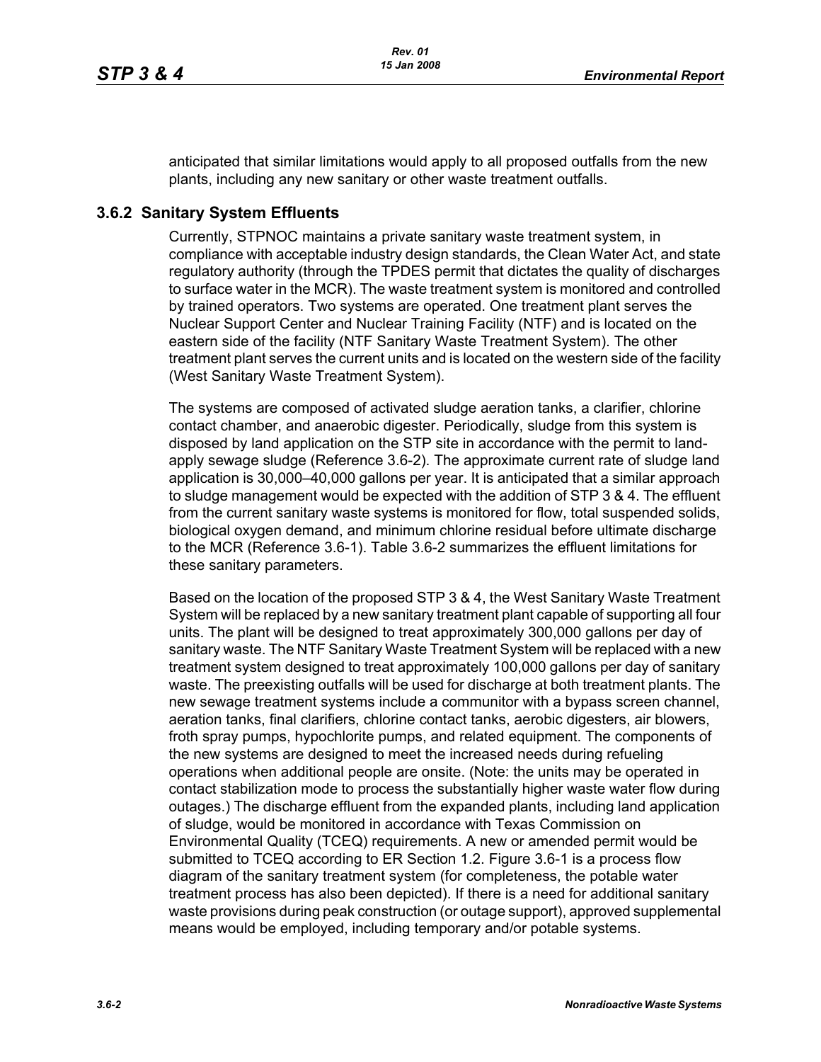anticipated that similar limitations would apply to all proposed outfalls from the new plants, including any new sanitary or other waste treatment outfalls.

### 3.6.2 Sanitary System Effluents

Currently, STPNOC maintains a private sanitary waste treatment system, in compliance with acceptable industry design standards, the Clean Water Act, and state regulatory authority (through the TPDES permit that dictates the quality of discharges to surface water in the MCR). The waste treatment system is monitored and controlled by trained operators. Two systems are operated. One treatment plant serves the Nuclear Support Center and Nuclear Training Facility (NTF) and is located on the eastern side of the facility (NTF Sanitary Waste Treatment System). The other treatment plant serves the current units and is located on the western side of the facility (West Sanitary Waste Treatment System).

The systems are composed of activated sludge aeration tanks, a clarifier, chlorine contact chamber, and anaerobic digester. Periodically, sludge from this system is disposed by land application on the STP site in accordance with the permit to land-apply sewage sludge (Reference 3.6-2). The approximate current rate of sludge land application is 30,000–40,000 gallons per year. It is anticipated that a similar approach to sludge management would be expected with the addition of STP 3 & 4. The effluent from the current sanitary waste systems is monitored for flow, total suspended solids, biological oxygen demand, and minimum chlorine residual before ultimate discharge to the MCR (Reference 3.6-1). Table 3.6-2 summarizes the effluent limitations for these sanitary parameters.

Based on the location of the proposed STP 3 & 4, the West Sanitary Waste Treatment System will be replaced by a new sanitary treatment plant capable of supporting all four units. The plant will be designed to treat approximately 300,000 gallons per day of sanitary waste. The NTF Sanitary Waste Treatment System will be replaced with a new treatment system designed to treat approximately 100,000 gallons per day of sanitary waste. The preexisting outfalls will be used for discharge at both treatment plants. The new sewage treatment systems include a communitor with a bypass screen channel, aeration tanks, final clarifiers, chlorine contact tanks, aerobic digesters, air blowers, froth spray pumps, hypochlorite pumps, and related equipment. The components of the new systems are designed to meet the increased needs during refueling operations when additional people are onsite. (Note: the units may be operated in contact stabilization mode to process the substantially higher waste water flow during outages.) The discharge effluent from the expanded plants, including land application of sludge, would be monitored in accordance with Texas Commission on Environmental Quality (TCEQ) requirements. A new or amended permit would be submitted to TCEQ according to ER Section 1.2. Figure 3.6-1 is a process flow diagram of the sanitary treatment system (for completeness, the potable water treatment process has also been depicted). If there is a need for additional sanitary waste provisions during peak construction (or outage support), approved supplemental means would be employed, including temporary and/or potable systems.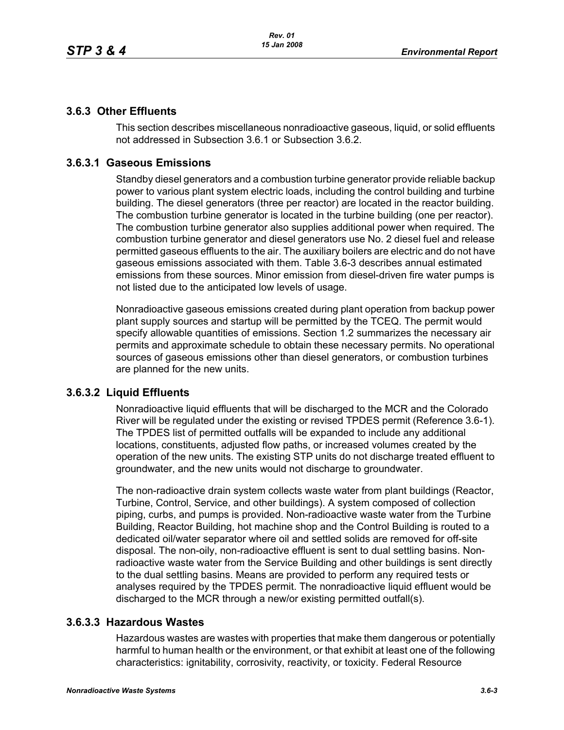### 3.6.3 Other Effluents

This section describes miscellaneous nonradioactive gaseous, liquid, or solid effluents not addressed in Subsection 3.6.1 or Subsection 3.6.2.

### 3.6.3.1 Gaseous Emissions

Standby diesel generators and a combustion turbine generator provide reliable backup power to various plant system electric loads, including the control building and turbine building. The diesel generators (three per reactor) are located in the reactor building. The combustion turbine generator is located in the turbine building (one per reactor). The combustion turbine generator also supplies additional power when required. The combustion turbine generator and diesel generators use No. 2 diesel fuel and release permitted gaseous effluents to the air. The auxiliary boilers are electric and do not have gaseous emissions associated with them. Table 3.6-3 describes annual estimated emissions from these sources. Minor emission from diesel-driven fire water pumps is not listed due to the anticipated low levels of usage.

Nonradioactive gaseous emissions created during plant operation from backup power plant supply sources and startup will be permitted by the TCEQ. The permit would specify allowable quantities of emissions. Section 1.2 summarizes the necessary air permits and approximate schedule to obtain these necessary permits. No operational sources of gaseous emissions other than diesel generators, or combustion turbines are planned for the new units.

### 3.6.3.2 Liquid Effluents

Nonradioactive liquid effluents that will be discharged to the MCR and the Colorado River will be regulated under the existing or revised TPDES permit (Reference 3.6-1). The TPDES list of permitted outfalls will be expanded to include any additional locations, constituents, adjusted flow paths, or increased volumes created by the operation of the new units. The existing STP units do not discharge treated effluent to groundwater, and the new units would not discharge to groundwater.

The non-radioactive drain system collects waste water from plant buildings (Reactor, Turbine, Control, Service, and other buildings). A system composed of collection piping, curbs, and pumps is provided. Non-radioactive waste water from the Turbine Building, Reactor Building, hot machine shop and the Control Building is routed to a dedicated oil/water separator where oil and settled solids are removed for off-site disposal. The non-oily, non-radioactive effluent is sent to dual settling basins. Non-radioactive waste water from the Service Building and other buildings is sent directly to the dual settling basins. Means are provided to perform any required tests or analyses required by the TPDES permit. The nonradioactive liquid effluent would be discharged to the MCR through a new/or existing permitted outfall(s).

### 3.6.3.3 Hazardous Wastes

Hazardous wastes are wastes with properties that make them dangerous or potentially harmful to human health or the environment, or that exhibit at least one of the following characteristics: ignitability, corrosivity, reactivity, or toxicity. Federal Resource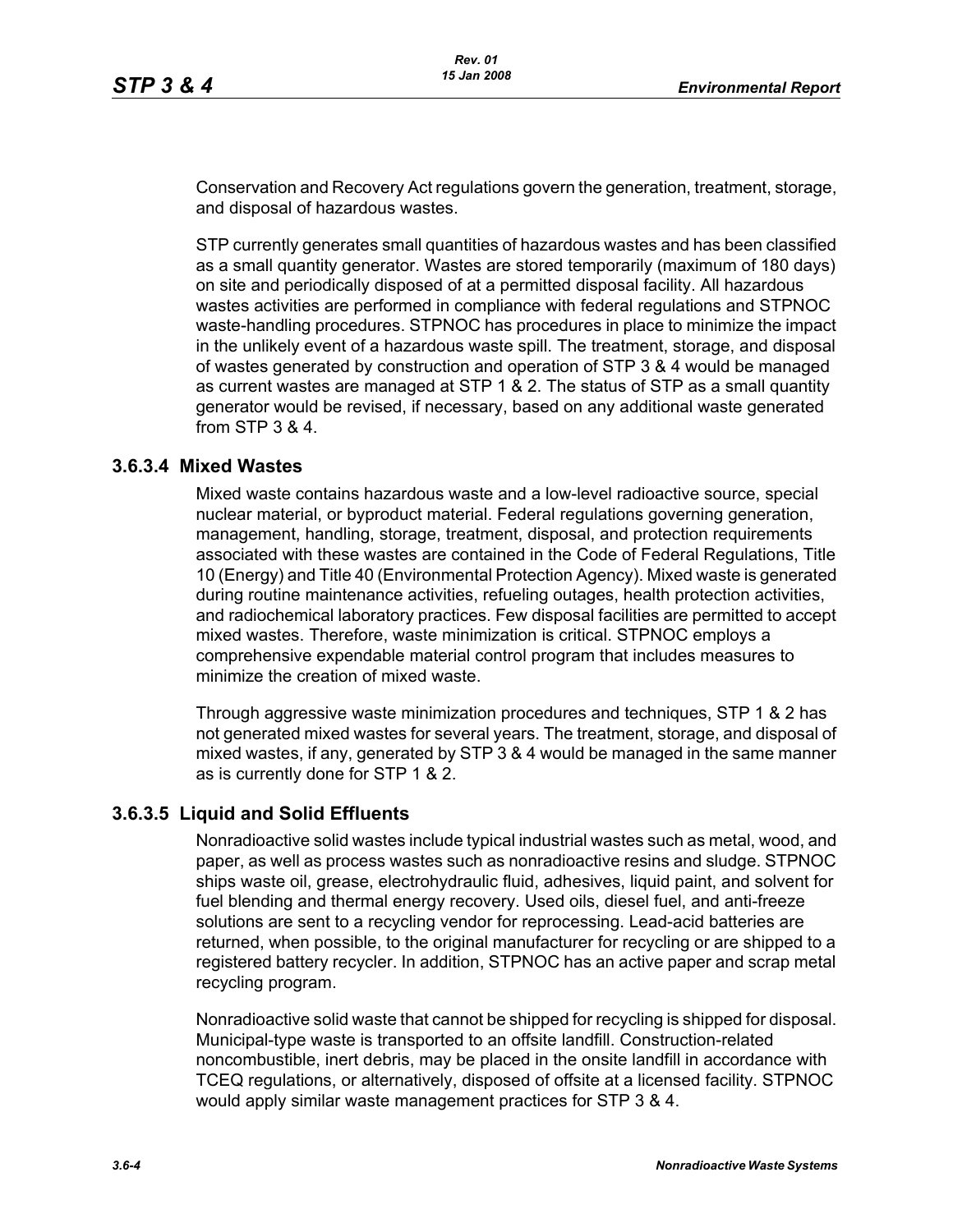Conservation and Recovery Act regulations govern the generation, treatment, storage, and disposal of hazardous wastes.

STP currently generates small quantities of hazardous wastes and has been classified as a small quantity generator. Wastes are stored temporarily (maximum of 180 days) on site and periodically disposed of at a permitted disposal facility. All hazardous wastes activities are performed in compliance with federal regulations and STPNOC waste-handling procedures. STPNOC has procedures in place to minimize the impact in the unlikely event of a hazardous waste spill. The treatment, storage, and disposal of wastes generated by construction and operation of STP 3 & 4 would be managed as current wastes are managed at STP 1 & 2. The status of STP as a small quantity generator would be revised, if necessary, based on any additional waste generated from STP 3 & 4.

### 3.6.3.4 Mixed Wastes

Mixed waste contains hazardous waste and a low-level radioactive source, special nuclear material, or byproduct material. Federal regulations governing generation, management, handling, storage, treatment, disposal, and protection requirements associated with these wastes are contained in the Code of Federal Regulations, Title 10 (Energy) and Title 40 (Environmental Protection Agency). Mixed waste is generated during routine maintenance activities, refueling outages, health protection activities, and radiochemical laboratory practices. Few disposal facilities are permitted to accept mixed wastes. Therefore, waste minimization is critical. STPNOC employs a comprehensive expendable material control program that includes measures to minimize the creation of mixed waste.

Through aggressive waste minimization procedures and techniques, STP 1 & 2 has not generated mixed wastes for several years. The treatment, storage, and disposal of mixed wastes, if any, generated by STP 3 & 4 would be managed in the same manner as is currently done for STP 1 & 2.

### 3.6.3.5 Liquid and Solid Effluents

Nonradioactive solid wastes include typical industrial wastes such as metal, wood, and paper, as well as process wastes such as nonradioactive resins and sludge. STPNOC ships waste oil, grease, electrohydraulic fluid, adhesives, liquid paint, and solvent for fuel blending and thermal energy recovery. Used oils, diesel fuel, and anti-freeze solutions are sent to a recycling vendor for reprocessing. Lead-acid batteries are returned, when possible, to the original manufacturer for recycling or are shipped to a registered battery recycler. In addition, STPNOC has an active paper and scrap metal recycling program.

Nonradioactive solid waste that cannot be shipped for recycling is shipped for disposal. Municipal-type waste is transported to an offsite landfill. Construction-related noncombustible, inert debris, may be placed in the onsite landfill in accordance with TCEQ regulations, or alternatively, disposed of offsite at a licensed facility. STPNOC would apply similar waste management practices for STP 3 & 4.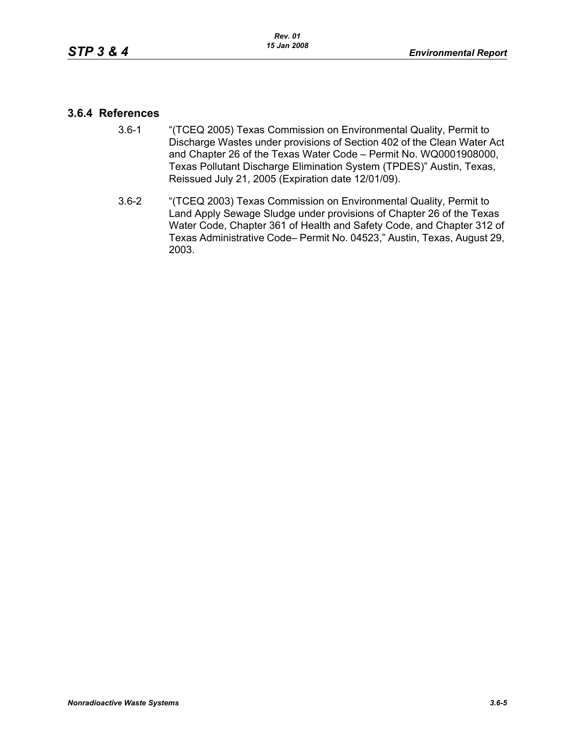### 3.6.4 References

3.6-1 "(TCEQ 2005) Texas Commission on Environmental Quality, Permit to Discharge Wastes under provisions of Section 402 of the Clean Water Act and Chapter 26 of the Texas Water Code – Permit No. WQ0001908000, Texas Pollutant Discharge Elimination System (TPDES)" Austin, Texas, Reissued July 21, 2005 (Expiration date 12/01/09).

3.6-2 "(TCEQ 2003) Texas Commission on Environmental Quality, Permit to Land Apply Sewage Sludge under provisions of Chapter 26 of the Texas Water Code, Chapter 361 of Health and Safety Code, and Chapter 312 of Texas Administrative Code– Permit No. 04523," Austin, Texas, August 29, 2003.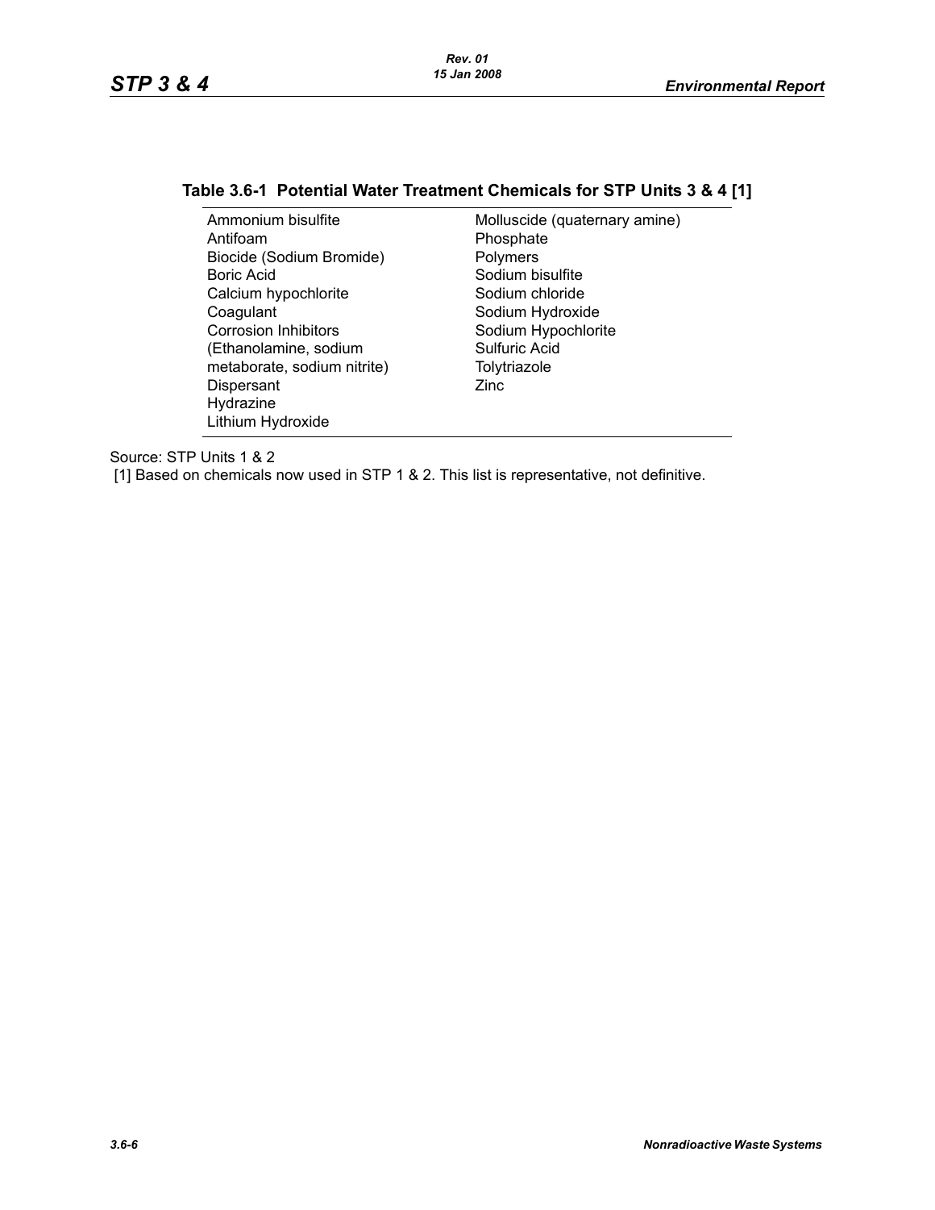**Table 3.6-1 Potential Water Treatment Chemicals for STP Units 3 & 4 [1]**

| | |
|---|---|
| Ammonium bisulfite | Molluscide (quaternary amine) |
| Antifoam | Phosphate |
| Biocide (Sodium Bromide) | Polymers |
| Boric Acid | Sodium bisulfite |
| Calcium hypochlorite | Sodium chloride |
| Coagulant | Sodium Hydroxide |
| Corrosion Inhibitors (Ethanolamine, sodium metaborate, sodium nitrite) | Sodium Hypochlorite |
| Dispersant | Sulfuric Acid |
| Hydrazine | Tolytriazole |
| Lithium Hydroxide | Zinc |

Source: STP Units 1 & 2

[1] Based on chemicals now used in STP 1 & 2. This list is representative, not definitive.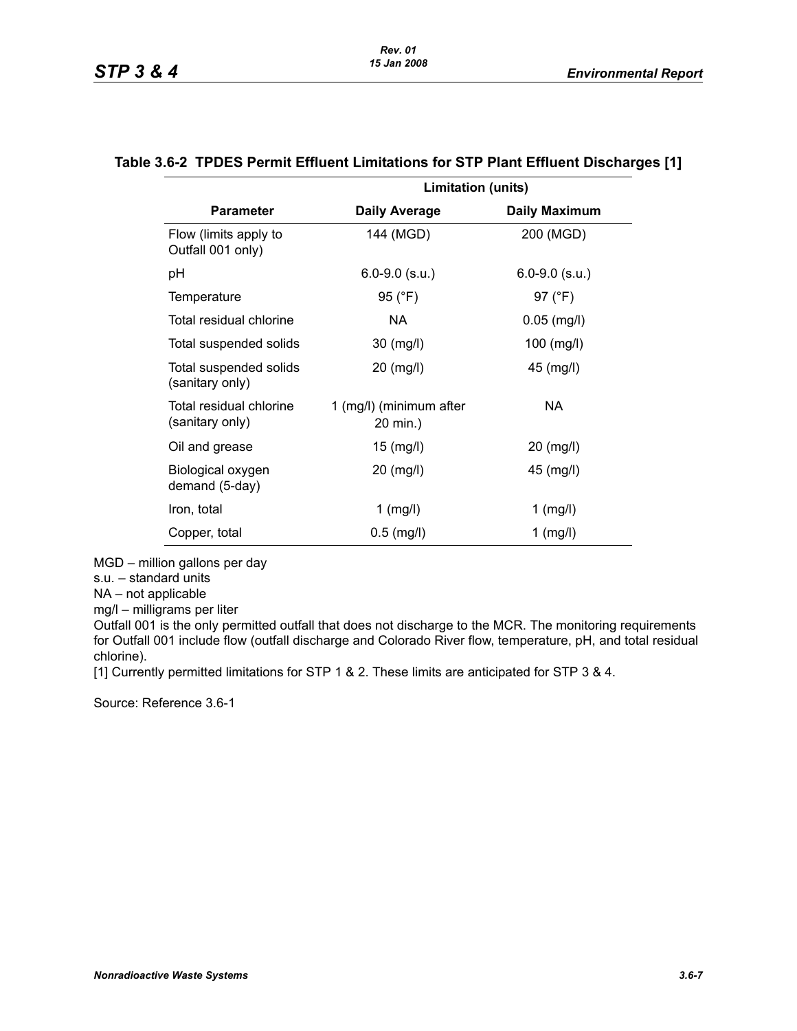### Table 3.6-2 TPDES Permit Effluent Limitations for STP Plant Effluent Discharges [1]

| | Limitation (units) | |
|---|---|---|
| **Parameter** | **Daily Average** | **Daily Maximum** |
| Flow (limits apply to Outfall 001 only) | 144 (MGD) | 200 (MGD) |
| pH | 6.0-9.0 (s.u.) | 6.0-9.0 (s.u.) |
| Temperature | 95 (°F) | 97 (°F) |
| Total residual chlorine | NA | 0.05 (mg/l) |
| Total suspended solids | 30 (mg/l) | 100 (mg/l) |
| Total suspended solids (sanitary only) | 20 (mg/l) | 45 (mg/l) |
| Total residual chlorine (sanitary only) | 1 (mg/l) (minimum after 20 min.) | NA |
| Oil and grease | 15 (mg/l) | 20 (mg/l) |
| Biological oxygen demand (5-day) | 20 (mg/l) | 45 (mg/l) |
| Iron, total | 1 (mg/l) | 1 (mg/l) |
| Copper, total | 0.5 (mg/l) | 1 (mg/l) |

MGD – million gallons per day

s.u. – standard units

NA – not applicable

mg/l – milligrams per liter

Outfall 001 is the only permitted outfall that does not discharge to the MCR. The monitoring requirements for Outfall 001 include flow (outfall discharge and Colorado River flow, temperature, pH, and total residual chlorine).

[1] Currently permitted limitations for STP 1 & 2. These limits are anticipated for STP 3 & 4.

Source: Reference 3.6-1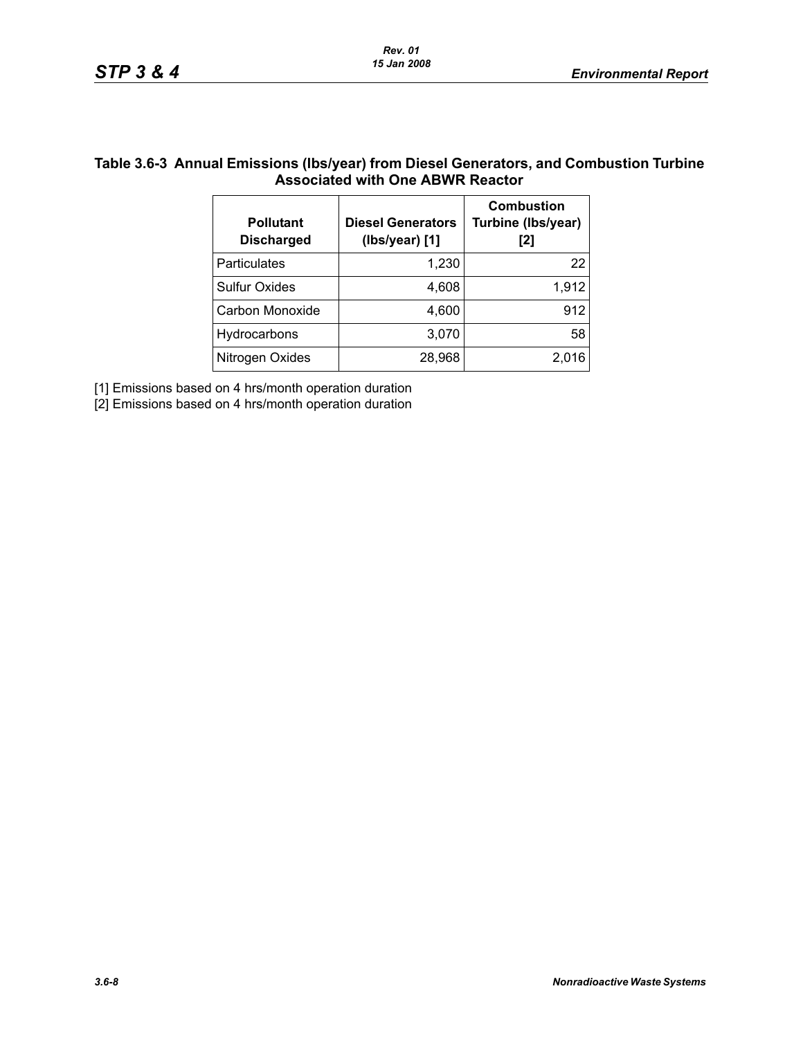## Table 3.6-3 Annual Emissions (lbs/year) from Diesel Generators, and Combustion Turbine Associated with One ABWR Reactor

| Pollutant Discharged | Diesel Generators (lbs/year) [1] | Combustion Turbine (lbs/year) [2] |
|---|---|---|
| Particulates | 1,230 | 22 |
| Sulfur Oxides | 4,608 | 1,912 |
| Carbon Monoxide | 4,600 | 912 |
| Hydrocarbons | 3,070 | 58 |
| Nitrogen Oxides | 28,968 | 2,016 |

[1] Emissions based on 4 hrs/month operation duration

[2] Emissions based on 4 hrs/month operation duration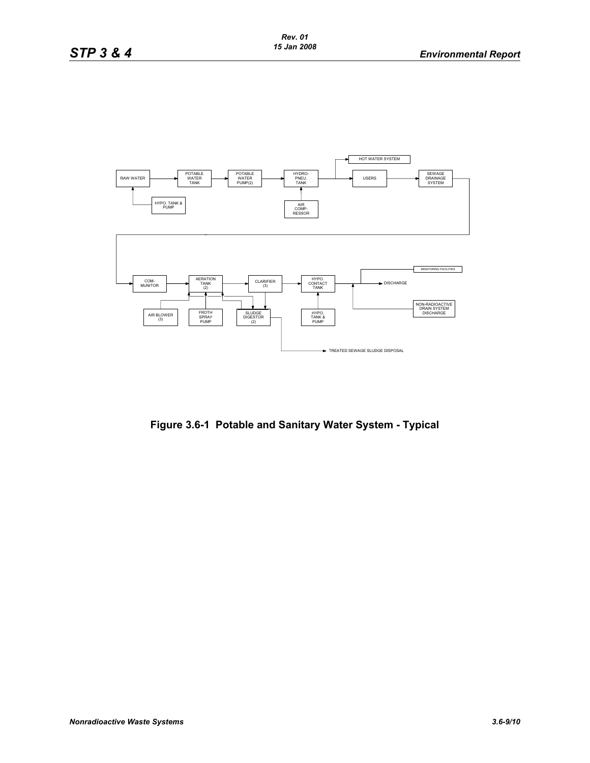RAW WATER

POTABLE WATER TANK

POTABLE WATER PUMP(2)

HYDRO-PNEU. TANK

HOT WATER SYSTEM

USERS

SEWAGE DRAINAGE SYSTEM

HYPO. TANK & PUMP

AIR COMP-RESSOR

COM-MUNITOR

AERATION TANK (2)

CLARIFIER (3)

HYPO. CONTACT TANK

MONITORING FACILITIES

DISCHARGE

AIR BLOWER (3)

FROTH SPRAY PUMP

SLUDGE DIGESTOR (2)

HYPO. TANK & PUMP

NON-RADIOACTIVE DRAIN SYSTEM DISCHARGE

TREATED SEWAGE SLUDGE DISPOSAL

**Figure 3.6-1 Potable and Sanitary Water System - Typical**